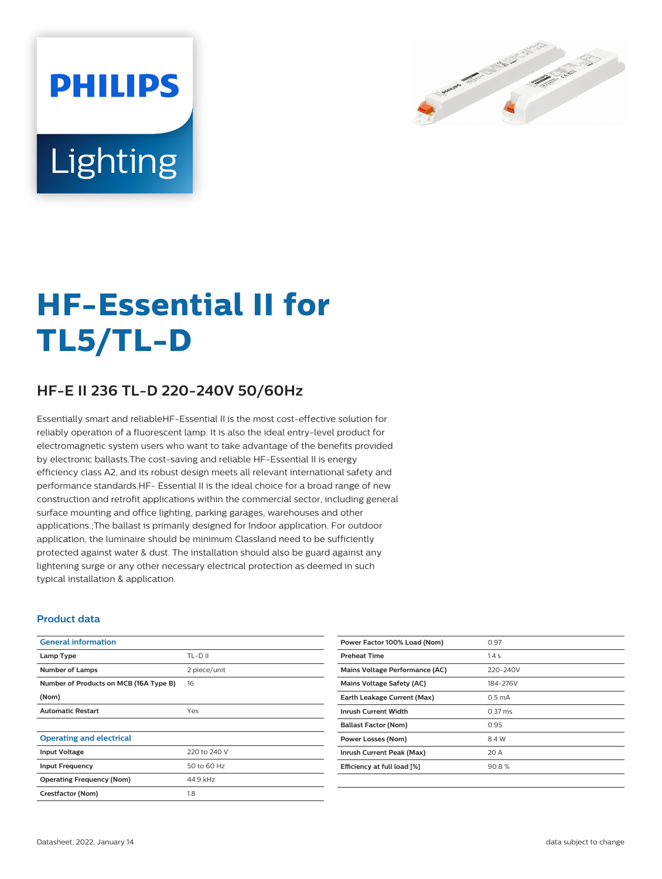# HF-Essential II for TL5/TL-D

## HF-E II 236 TL-D 220-240V 50/60Hz

Essentially smart and reliableHF-Essential II is the most cost-effective solution for reliably operation of a fluorescent lamp. It is also the ideal entry-level product for electromagnetic system users who want to take advantage of the benefits provided by electronic ballasts.The cost-saving and reliable HF-Essential II is energy efficiency class A2, and its robust design meets all relevant international safety and performance standards.HF- Essential II is the ideal choice for a broad range of new construction and retrofit applications within the commercial sector, including general surface mounting and office lighting, parking garages, warehouses and other applications.;The ballast is primarily designed for Indoor application. For outdoor application, the luminaire should be minimum ClassIand need to be sufficiently protected against water & dust. The installation should also be guard against any lightening surge or any other necessary electrical protection as deemed in such typical installation & application.

### Product data

| General information | |
|---|---|
| Lamp Type | TL-D II |
| Number of Lamps | 2 piece/unit |
| Number of Products on MCB (16A Type B) (Nom) | 16 |
| Automatic Restart | Yes |

| Operating and electrical | |
|---|---|
| Input Voltage | 220 to 240 V |
| Input Frequency | 50 to 60 Hz |
| Operating Frequency (Nom) | 44.9 kHz |
| Crestfactor (Nom) | 1.8 |
| Power Factor 100% Load (Nom) | 0.97 |
| Preheat Time | 1.4 s |
| Mains Voltage Performance (AC) | 220-240V |
| Mains Voltage Safety (AC) | 184-276V |
| Earth Leakage Current (Max) | 0.5 mA |
| Inrush Current Width | 0.37 ms |
| Ballast Factor (Nom) | 0.95 |
| Power Losses (Nom) | 8.4 W |
| Inrush Current Peak (Max) | 20 A |
| Efficiency at full load [%] | 90.8 % |

Datasheet, 2022, January 14

data subject to change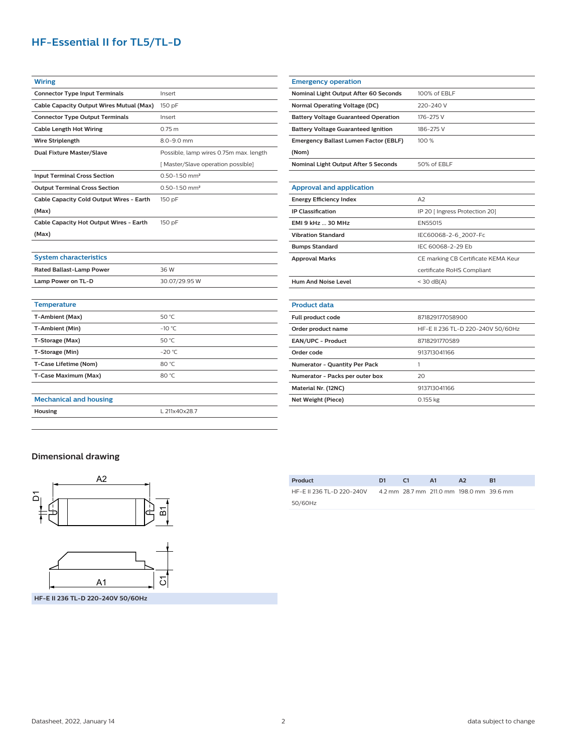# HF-Essential II for TL5/TL-D

| Wiring | |
|---|---|
| Connector Type Input Terminals | Insert |
| Cable Capacity Output Wires Mutual (Max) | 150 pF |
| Connector Type Output Terminals | Insert |
| Cable Length Hot Wiring | 0.75 m |
| Wire Striplength | 8.0-9.0 mm |
| Dual Fixture Master/Slave | Possible, lamp wires 0.75m max. length [ Master/Slave operation possible] |
| Input Terminal Cross Section | 0.50-1.50 mm² |
| Output Terminal Cross Section | 0.50-1.50 mm² |
| Cable Capacity Cold Output Wires - Earth (Max) | 150 pF |
| Cable Capacity Hot Output Wires - Earth (Max) | 150 pF |

| System characteristics | |
|---|---|
| Rated Ballast-Lamp Power | 36 W |
| Lamp Power on TL-D | 30.07/29.95 W |

| Temperature | |
|---|---|
| T-Ambient (Max) | 50 °C |
| T-Ambient (Min) | -10 °C |
| T-Storage (Max) | 50 °C |
| T-Storage (Min) | -20 °C |
| T-Case Lifetime (Nom) | 80 °C |
| T-Case Maximum (Max) | 80 °C |

| Mechanical and housing | |
|---|---|
| Housing | L 211x40x28.7 |

| Emergency operation | |
|---|---|
| Nominal Light Output After 60 Seconds | 100% of EBLF |
| Normal Operating Voltage (DC) | 220-240 V |
| Battery Voltage Guaranteed Operation | 176-275 V |
| Battery Voltage Guaranteed Ignition | 186-275 V |
| Emergency Ballast Lumen Factor (EBLF) (Nom) | 100 % |
| Nominal Light Output After 5 Seconds | 50% of EBLF |

| Approval and application | |
|---|---|
| Energy Efficiency Index | A2 |
| IP Classification | IP 20 [ Ingress Protection 20] |
| EMI 9 kHz ... 30 MHz | EN55015 |
| Vibration Standard | IEC60068-2-6_2007-Fc |
| Bumps Standard | IEC 60068-2-29 Eb |
| Approval Marks | CE marking CB Certificate KEMA Keur certificate RoHS Compliant |
| Hum And Noise Level | < 30 dB(A) |

| Product data | |
|---|---|
| Full product code | 871829177058900 |
| Order product name | HF-E II 236 TL-D 220-240V 50/60Hz |
| EAN/UPC - Product | 8718291770589 |
| Order code | 913713041166 |
| Numerator - Quantity Per Pack | 1 |
| Numerator - Packs per outer box | 20 |
| Material Nr. (12NC) | 913713041166 |
| Net Weight (Piece) | 0.155 kg |

## Dimensional drawing

HF-E II 236 TL-D 220-240V 50/60Hz

| Product | D1 | C1 | A1 | A2 | B1 |
|---|---|---|---|---|---|
| HF-E II 236 TL-D 220-240V 50/60Hz | 4.2 mm | 28.7 mm | 211.0 mm | 198.0 mm | 39.6 mm |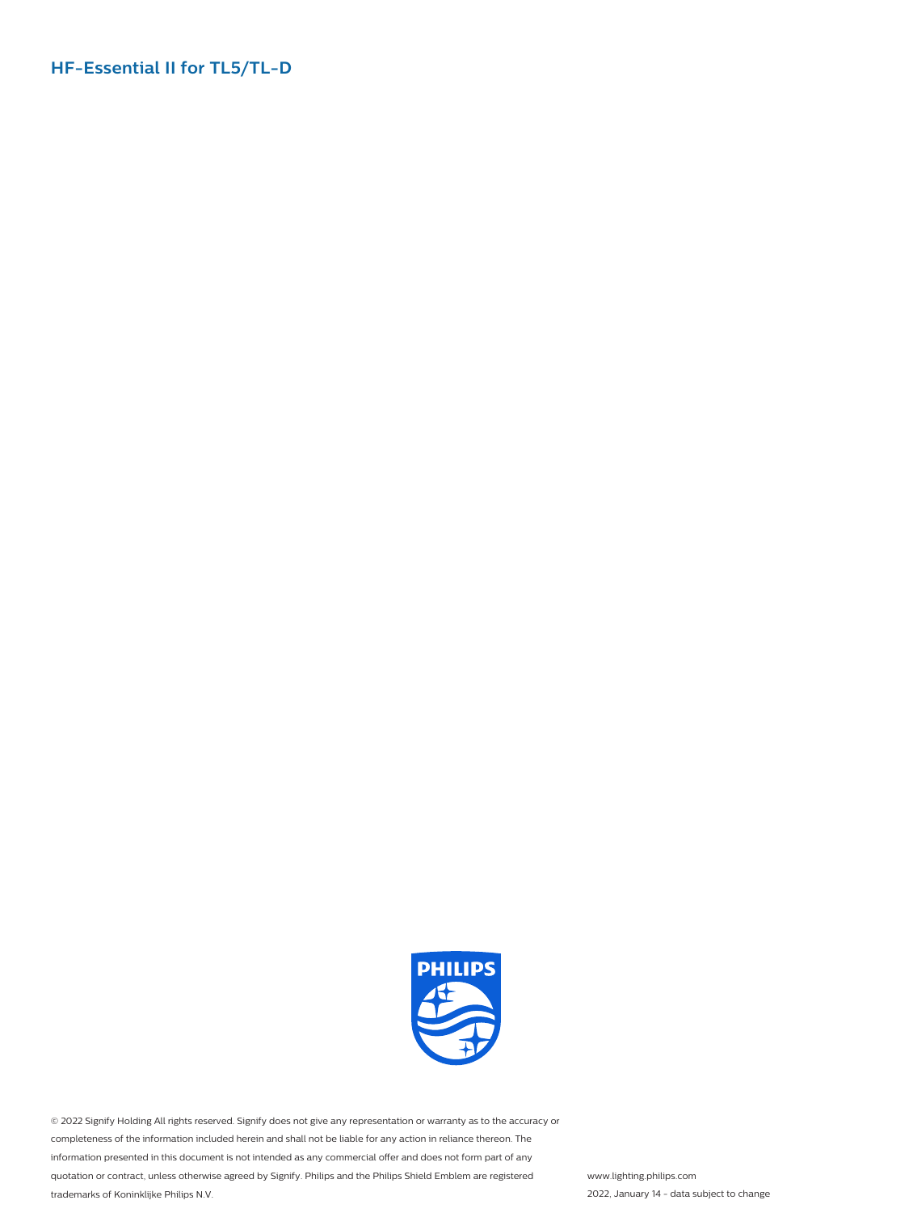© 2022 Signify Holding All rights reserved. Signify does not give any representation or warranty as to the accuracy or completeness of the information included herein and shall not be liable for any action in reliance thereon. The information presented in this document is not intended as any commercial offer and does not form part of any quotation or contract, unless otherwise agreed by Signify. Philips and the Philips Shield Emblem are registered trademarks of Koninklijke Philips N.V.

www.lighting.philips.com

2022, January 14 - data subject to change